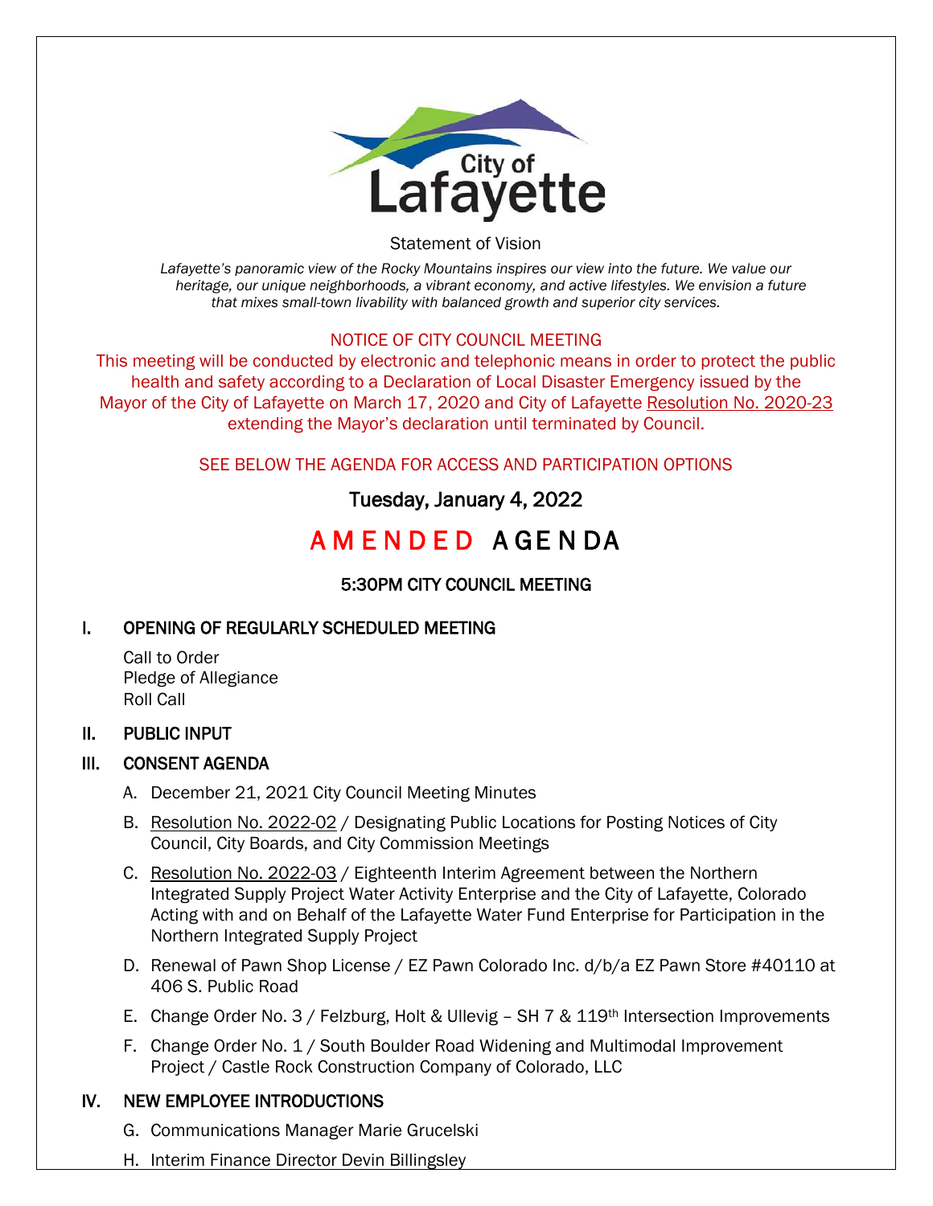City of Lafayette

Statement of Vision

*Lafayette's panoramic view of the Rocky Mountains inspires our view into the future. We value our heritage, our unique neighborhoods, a vibrant economy, and active lifestyles. We envision a future that mixes small-town livability with balanced growth and superior city services.*

NOTICE OF CITY COUNCIL MEETING

This meeting will be conducted by electronic and telephonic means in order to protect the public health and safety according to a Declaration of Local Disaster Emergency issued by the Mayor of the City of Lafayette on March 17, 2020 and City of Lafayette Resolution No. 2020-23 extending the Mayor's declaration until terminated by Council.

SEE BELOW THE AGENDA FOR ACCESS AND PARTICIPATION OPTIONS

Tuesday, January 4, 2022

# AMENDED AGENDA

## 5:30PM CITY COUNCIL MEETING

## I. OPENING OF REGULARLY SCHEDULED MEETING

Call to Order
Pledge of Allegiance
Roll Call

## II. PUBLIC INPUT

## III. CONSENT AGENDA

A. December 21, 2021 City Council Meeting Minutes

B. Resolution No. 2022-02 / Designating Public Locations for Posting Notices of City Council, City Boards, and City Commission Meetings

C. Resolution No. 2022-03 / Eighteenth Interim Agreement between the Northern Integrated Supply Project Water Activity Enterprise and the City of Lafayette, Colorado Acting with and on Behalf of the Lafayette Water Fund Enterprise for Participation in the Northern Integrated Supply Project

D. Renewal of Pawn Shop License / EZ Pawn Colorado Inc. d/b/a EZ Pawn Store #40110 at 406 S. Public Road

E. Change Order No. 3 / Felzburg, Holt & Ullevig – SH 7 & 119th Intersection Improvements

F. Change Order No. 1 / South Boulder Road Widening and Multimodal Improvement Project / Castle Rock Construction Company of Colorado, LLC

## IV. NEW EMPLOYEE INTRODUCTIONS

G. Communications Manager Marie Grucelski

H. Interim Finance Director Devin Billingsley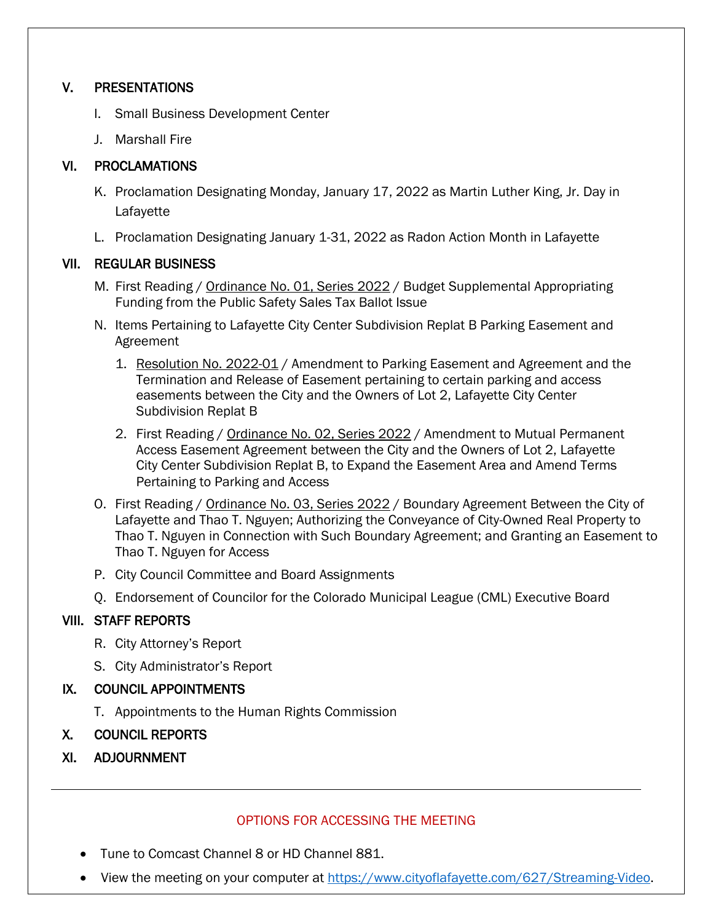## V. PRESENTATIONS

I. Small Business Development Center

J. Marshall Fire

## VI. PROCLAMATIONS

K. Proclamation Designating Monday, January 17, 2022 as Martin Luther King, Jr. Day in Lafayette

L. Proclamation Designating January 1-31, 2022 as Radon Action Month in Lafayette

## VII. REGULAR BUSINESS

M. First Reading / Ordinance No. 01, Series 2022 / Budget Supplemental Appropriating Funding from the Public Safety Sales Tax Ballot Issue

N. Items Pertaining to Lafayette City Center Subdivision Replat B Parking Easement and Agreement

1. Resolution No. 2022-01 / Amendment to Parking Easement and Agreement and the Termination and Release of Easement pertaining to certain parking and access easements between the City and the Owners of Lot 2, Lafayette City Center Subdivision Replat B
2. First Reading / Ordinance No. 02, Series 2022 / Amendment to Mutual Permanent Access Easement Agreement between the City and the Owners of Lot 2, Lafayette City Center Subdivision Replat B, to Expand the Easement Area and Amend Terms Pertaining to Parking and Access

O. First Reading / Ordinance No. 03, Series 2022 / Boundary Agreement Between the City of Lafayette and Thao T. Nguyen; Authorizing the Conveyance of City-Owned Real Property to Thao T. Nguyen in Connection with Such Boundary Agreement; and Granting an Easement to Thao T. Nguyen for Access

P. City Council Committee and Board Assignments

Q. Endorsement of Councilor for the Colorado Municipal League (CML) Executive Board

## VIII. STAFF REPORTS

R. City Attorney's Report

S. City Administrator's Report

## IX. COUNCIL APPOINTMENTS

T. Appointments to the Human Rights Commission

## X. COUNCIL REPORTS

## XI. ADJOURNMENT

---

OPTIONS FOR ACCESSING THE MEETING

- Tune to Comcast Channel 8 or HD Channel 881.
- View the meeting on your computer at https://www.cityoflafayette.com/627/Streaming-Video.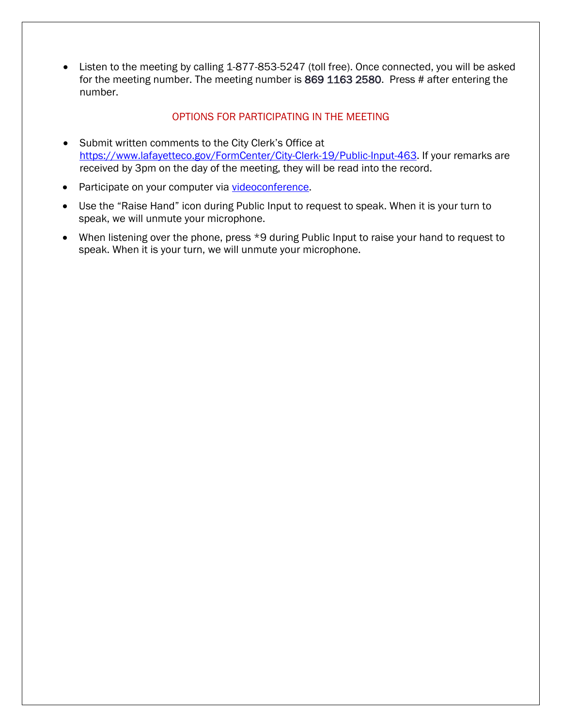- Listen to the meeting by calling 1-877-853-5247 (toll free). Once connected, you will be asked for the meeting number. The meeting number is 869 1163 2580. Press # after entering the number.

OPTIONS FOR PARTICIPATING IN THE MEETING

- Submit written comments to the City Clerk's Office at [https://www.lafayetteco.gov/FormCenter/City-Clerk-19/Public-Input-463](https://www.lafayetteco.gov/FormCenter/City-Clerk-19/Public-Input-463). If your remarks are received by 3pm on the day of the meeting, they will be read into the record.
- Participate on your computer via videoconference.
- Use the "Raise Hand" icon during Public Input to request to speak. When it is your turn to speak, we will unmute your microphone.
- When listening over the phone, press *9 during Public Input to raise your hand to request to speak. When it is your turn, we will unmute your microphone.